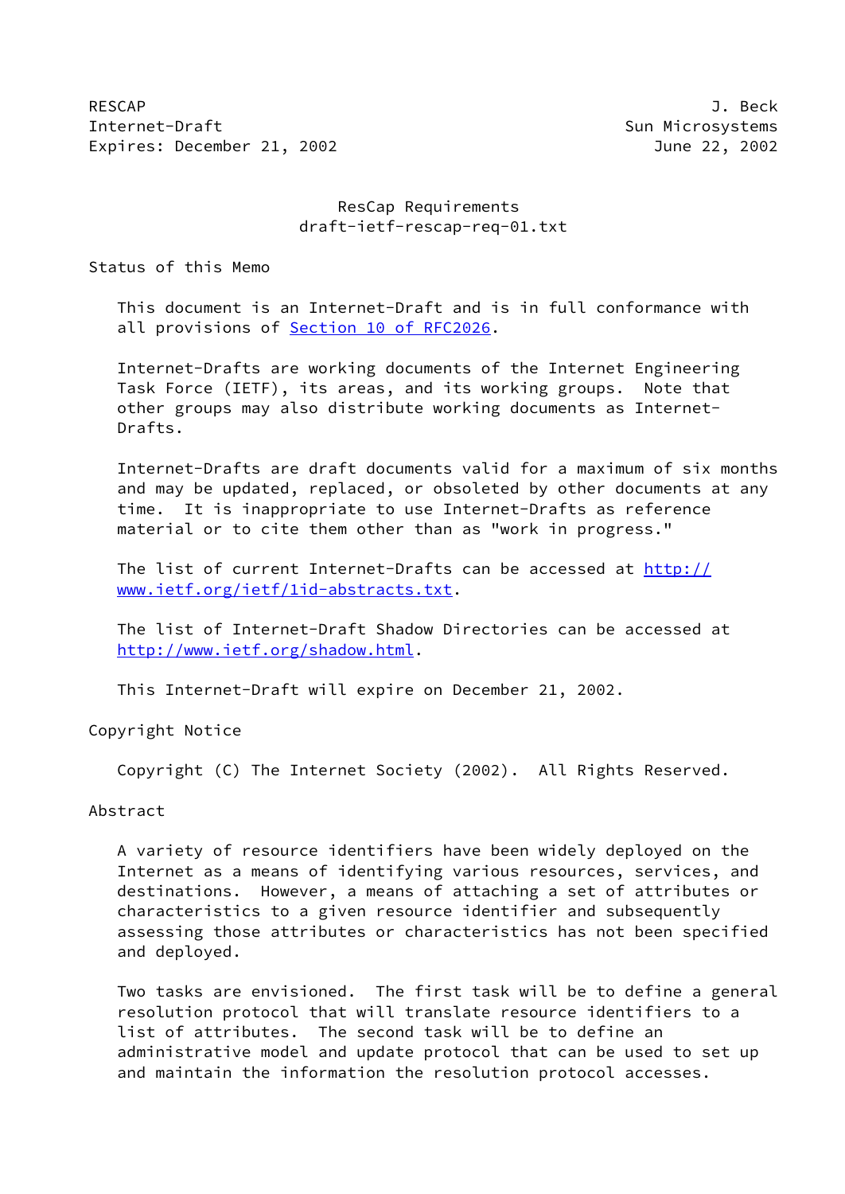RESCAP J. Beck
Internet-Draft Sun Microsystems
Expires: December 21, 2002 June 22, 2002

# ResCap Requirements
draft-ietf-rescap-req-01.txt

## Status of this Memo

This document is an Internet-Draft and is in full conformance with all provisions of Section 10 of RFC2026.

Internet-Drafts are working documents of the Internet Engineering Task Force (IETF), its areas, and its working groups. Note that other groups may also distribute working documents as Internet-Drafts.

Internet-Drafts are draft documents valid for a maximum of six months and may be updated, replaced, or obsoleted by other documents at any time. It is inappropriate to use Internet-Drafts as reference material or to cite them other than as "work in progress."

The list of current Internet-Drafts can be accessed at http://www.ietf.org/ietf/1id-abstracts.txt.

The list of Internet-Draft Shadow Directories can be accessed at http://www.ietf.org/shadow.html.

This Internet-Draft will expire on December 21, 2002.

## Copyright Notice

Copyright (C) The Internet Society (2002). All Rights Reserved.

## Abstract

A variety of resource identifiers have been widely deployed on the Internet as a means of identifying various resources, services, and destinations. However, a means of attaching a set of attributes or characteristics to a given resource identifier and subsequently assessing those attributes or characteristics has not been specified and deployed.

Two tasks are envisioned. The first task will be to define a general resolution protocol that will translate resource identifiers to a list of attributes. The second task will be to define an administrative model and update protocol that can be used to set up and maintain the information the resolution protocol accesses.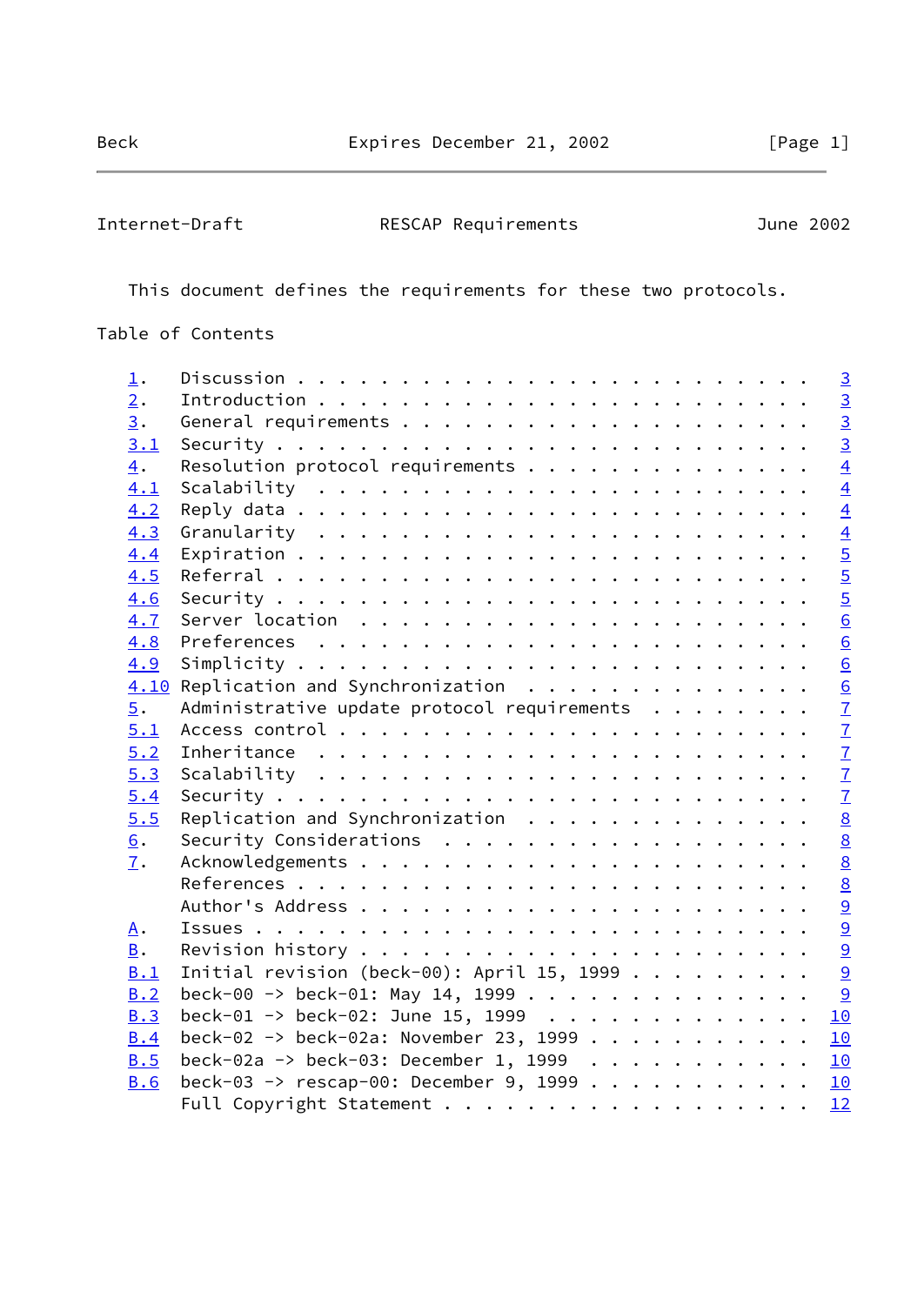This document defines the requirements for these two protocols.

## Table of Contents

```
   1.    Discussion . . . . . . . . . . . . . . . . . . . . . . . . .   3
   2.    Introduction . . . . . . . . . . . . . . . . . . . . . . . .   3
   3.    General requirements . . . . . . . . . . . . . . . . . . . .   3
   3.1   Security . . . . . . . . . . . . . . . . . . . . . . . . . .   3
   4.    Resolution protocol requirements . . . . . . . . . . . . . .   4
   4.1   Scalability  . . . . . . . . . . . . . . . . . . . . . . . .   4
   4.2   Reply data . . . . . . . . . . . . . . . . . . . . . . . . .   4
   4.3   Granularity  . . . . . . . . . . . . . . . . . . . . . . . .   4
   4.4   Expiration . . . . . . . . . . . . . . . . . . . . . . . . .   5
   4.5   Referral . . . . . . . . . . . . . . . . . . . . . . . . . .   5
   4.6   Security . . . . . . . . . . . . . . . . . . . . . . . . . .   5
   4.7   Server location  . . . . . . . . . . . . . . . . . . . . . .   6
   4.8   Preferences  . . . . . . . . . . . . . . . . . . . . . . . .   6
   4.9   Simplicity . . . . . . . . . . . . . . . . . . . . . . . . .   6
   4.10  Replication and Synchronization  . . . . . . . . . . . . . .   6
   5.    Administrative update protocol requirements  . . . . . . . .   7
   5.1   Access control . . . . . . . . . . . . . . . . . . . . . . .   7
   5.2   Inheritance  . . . . . . . . . . . . . . . . . . . . . . . .   7
   5.3   Scalability  . . . . . . . . . . . . . . . . . . . . . . . .   7
   5.4   Security . . . . . . . . . . . . . . . . . . . . . . . . . .   7
   5.5   Replication and Synchronization  . . . . . . . . . . . . . .   8
   6.    Security Considerations  . . . . . . . . . . . . . . . . . .   8
   7.    Acknowledgements . . . . . . . . . . . . . . . . . . . . . .   8
         References . . . . . . . . . . . . . . . . . . . . . . . . .   8
         Author's Address . . . . . . . . . . . . . . . . . . . . . .   9
   A.    Issues . . . . . . . . . . . . . . . . . . . . . . . . . . .   9
   B.    Revision history . . . . . . . . . . . . . . . . . . . . . .   9
   B.1   Initial revision (beck-00): April 15, 1999 . . . . . . . . .   9
   B.2   beck-00 -> beck-01: May 14, 1999 . . . . . . . . . . . . . .   9
   B.3   beck-01 -> beck-02: June 15, 1999  . . . . . . . . . . . . .  10
   B.4   beck-02 -> beck-02a: November 23, 1999 . . . . . . . . . . .  10
   B.5   beck-02a -> beck-03: December 1, 1999  . . . . . . . . . . .  10
   B.6   beck-03 -> rescap-00: December 9, 1999 . . . . . . . . . . .  10
         Full Copyright Statement . . . . . . . . . . . . . . . . . .  12
```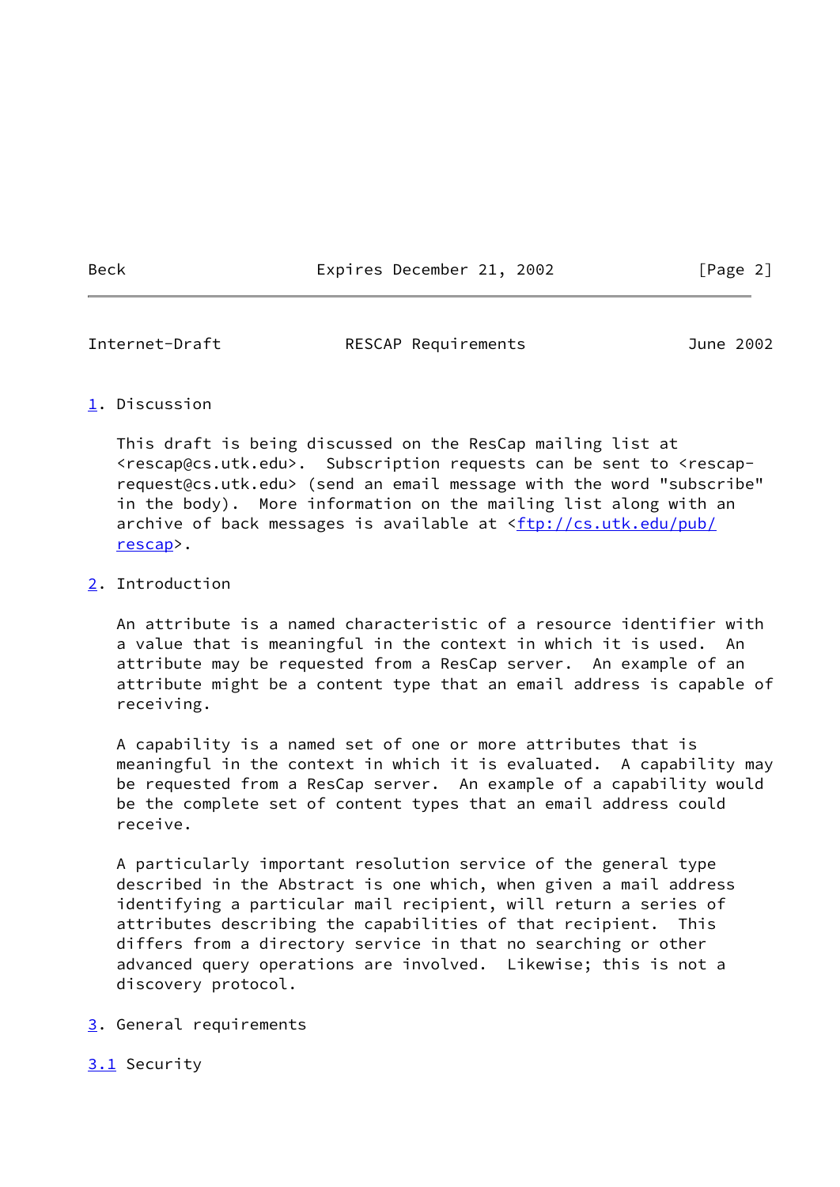## 1. Discussion

This draft is being discussed on the ResCap mailing list at <rescap@cs.utk.edu>. Subscription requests can be sent to <rescap-request@cs.utk.edu> (send an email message with the word "subscribe" in the body). More information on the mailing list along with an archive of back messages is available at <ftp://cs.utk.edu/pub/rescap>.

## 2. Introduction

An attribute is a named characteristic of a resource identifier with a value that is meaningful in the context in which it is used. An attribute may be requested from a ResCap server. An example of an attribute might be a content type that an email address is capable of receiving.

A capability is a named set of one or more attributes that is meaningful in the context in which it is evaluated. A capability may be requested from a ResCap server. An example of a capability would be the complete set of content types that an email address could receive.

A particularly important resolution service of the general type described in the Abstract is one which, when given a mail address identifying a particular mail recipient, will return a series of attributes describing the capabilities of that recipient. This differs from a directory service in that no searching or other advanced query operations are involved. Likewise; this is not a discovery protocol.

## 3. General requirements

### 3.1 Security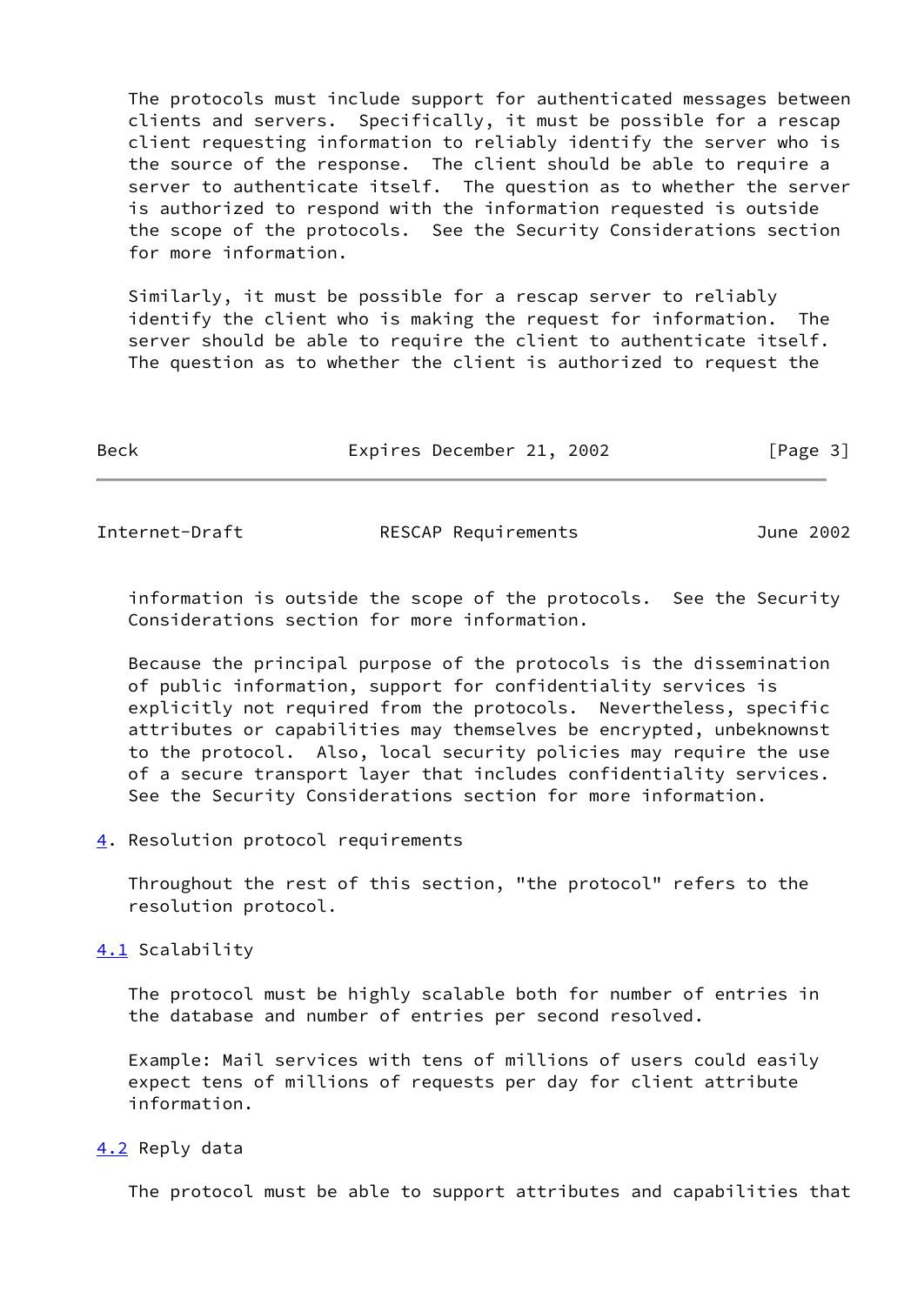The protocols must include support for authenticated messages between clients and servers. Specifically, it must be possible for a rescap client requesting information to reliably identify the server who is the source of the response. The client should be able to require a server to authenticate itself. The question as to whether the server is authorized to respond with the information requested is outside the scope of the protocols. See the Security Considerations section for more information.

Similarly, it must be possible for a rescap server to reliably identify the client who is making the request for information. The server should be able to require the client to authenticate itself. The question as to whether the client is authorized to request the information is outside the scope of the protocols. See the Security Considerations section for more information.

Because the principal purpose of the protocols is the dissemination of public information, support for confidentiality services is explicitly not required from the protocols. Nevertheless, specific attributes or capabilities may themselves be encrypted, unbeknownst to the protocol. Also, local security policies may require the use of a secure transport layer that includes confidentiality services. See the Security Considerations section for more information.

## 4. Resolution protocol requirements

Throughout the rest of this section, "the protocol" refers to the resolution protocol.

### 4.1 Scalability

The protocol must be highly scalable both for number of entries in the database and number of entries per second resolved.

Example: Mail services with tens of millions of users could easily expect tens of millions of requests per day for client attribute information.

### 4.2 Reply data

The protocol must be able to support attributes and capabilities that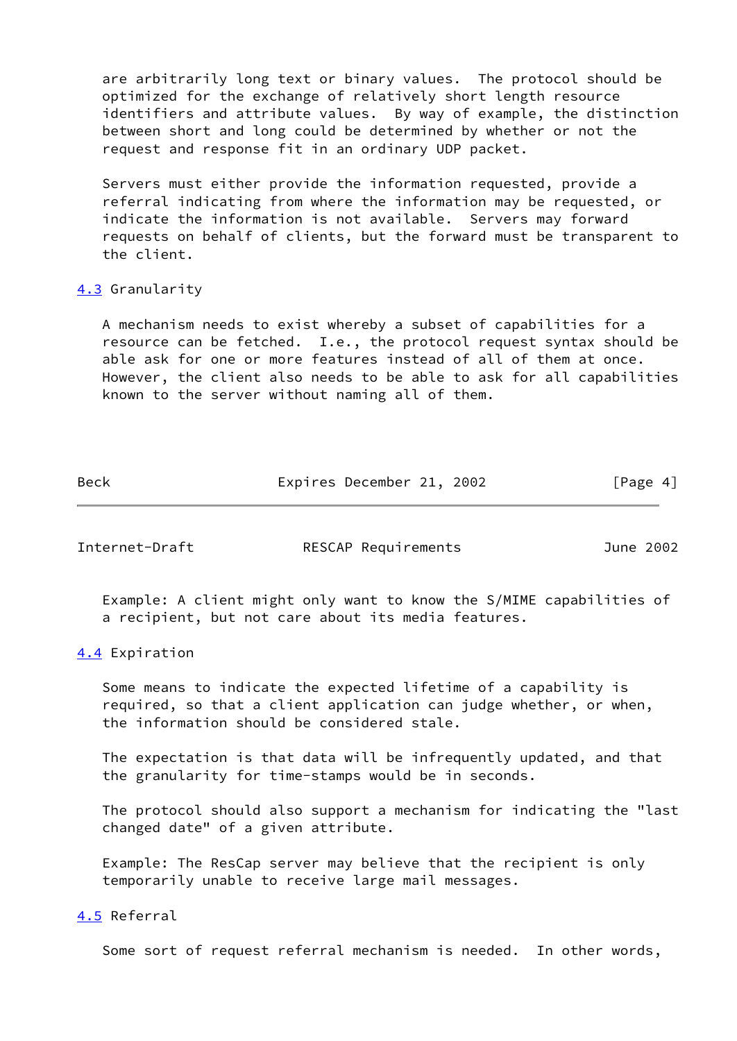are arbitrarily long text or binary values. The protocol should be optimized for the exchange of relatively short length resource identifiers and attribute values. By way of example, the distinction between short and long could be determined by whether or not the request and response fit in an ordinary UDP packet.

Servers must either provide the information requested, provide a referral indicating from where the information may be requested, or indicate the information is not available. Servers may forward requests on behalf of clients, but the forward must be transparent to the client.

### 4.3 Granularity

A mechanism needs to exist whereby a subset of capabilities for a resource can be fetched. I.e., the protocol request syntax should be able ask for one or more features instead of all of them at once. However, the client also needs to be able to ask for all capabilities known to the server without naming all of them.

Example: A client might only want to know the S/MIME capabilities of a recipient, but not care about its media features.

### 4.4 Expiration

Some means to indicate the expected lifetime of a capability is required, so that a client application can judge whether, or when, the information should be considered stale.

The expectation is that data will be infrequently updated, and that the granularity for time-stamps would be in seconds.

The protocol should also support a mechanism for indicating the "last changed date" of a given attribute.

Example: The ResCap server may believe that the recipient is only temporarily unable to receive large mail messages.

### 4.5 Referral

Some sort of request referral mechanism is needed. In other words,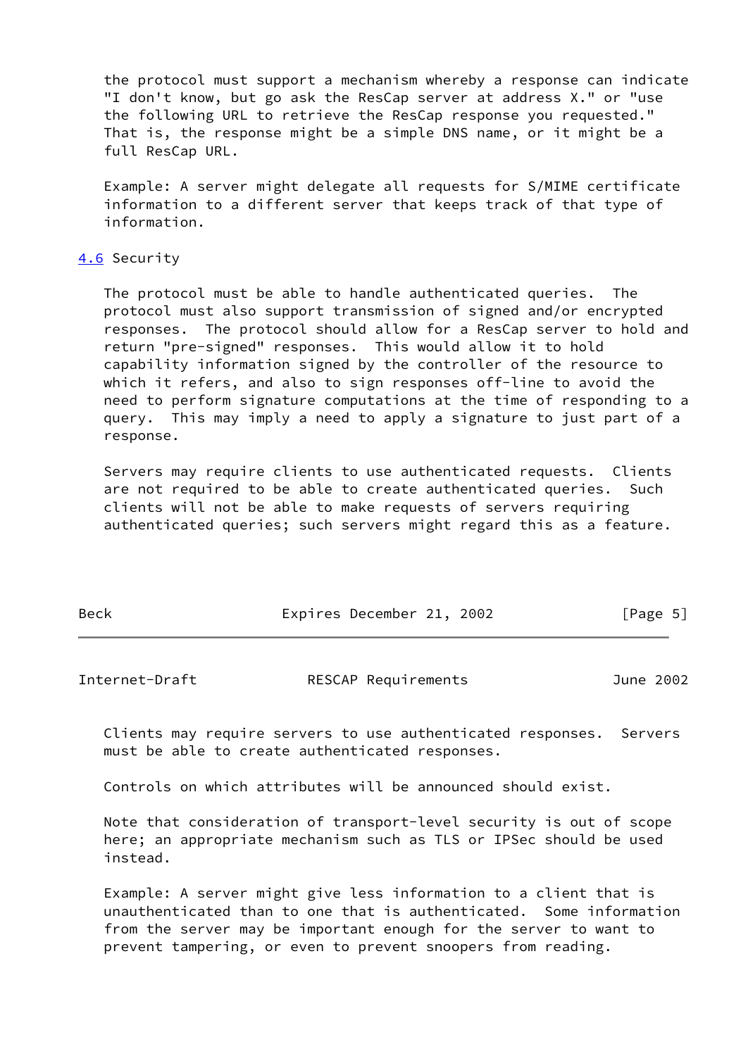the protocol must support a mechanism whereby a response can indicate "I don't know, but go ask the ResCap server at address X." or "use the following URL to retrieve the ResCap response you requested." That is, the response might be a simple DNS name, or it might be a full ResCap URL.

Example: A server might delegate all requests for S/MIME certificate information to a different server that keeps track of that type of information.

### 4.6 Security

The protocol must be able to handle authenticated queries. The protocol must also support transmission of signed and/or encrypted responses. The protocol should allow for a ResCap server to hold and return "pre-signed" responses. This would allow it to hold capability information signed by the controller of the resource to which it refers, and also to sign responses off-line to avoid the need to perform signature computations at the time of responding to a query. This may imply a need to apply a signature to just part of a response.

Servers may require clients to use authenticated requests. Clients are not required to be able to create authenticated queries. Such clients will not be able to make requests of servers requiring authenticated queries; such servers might regard this as a feature.

Clients may require servers to use authenticated responses. Servers must be able to create authenticated responses.

Controls on which attributes will be announced should exist.

Note that consideration of transport-level security is out of scope here; an appropriate mechanism such as TLS or IPSec should be used instead.

Example: A server might give less information to a client that is unauthenticated than to one that is authenticated. Some information from the server may be important enough for the server to want to prevent tampering, or even to prevent snoopers from reading.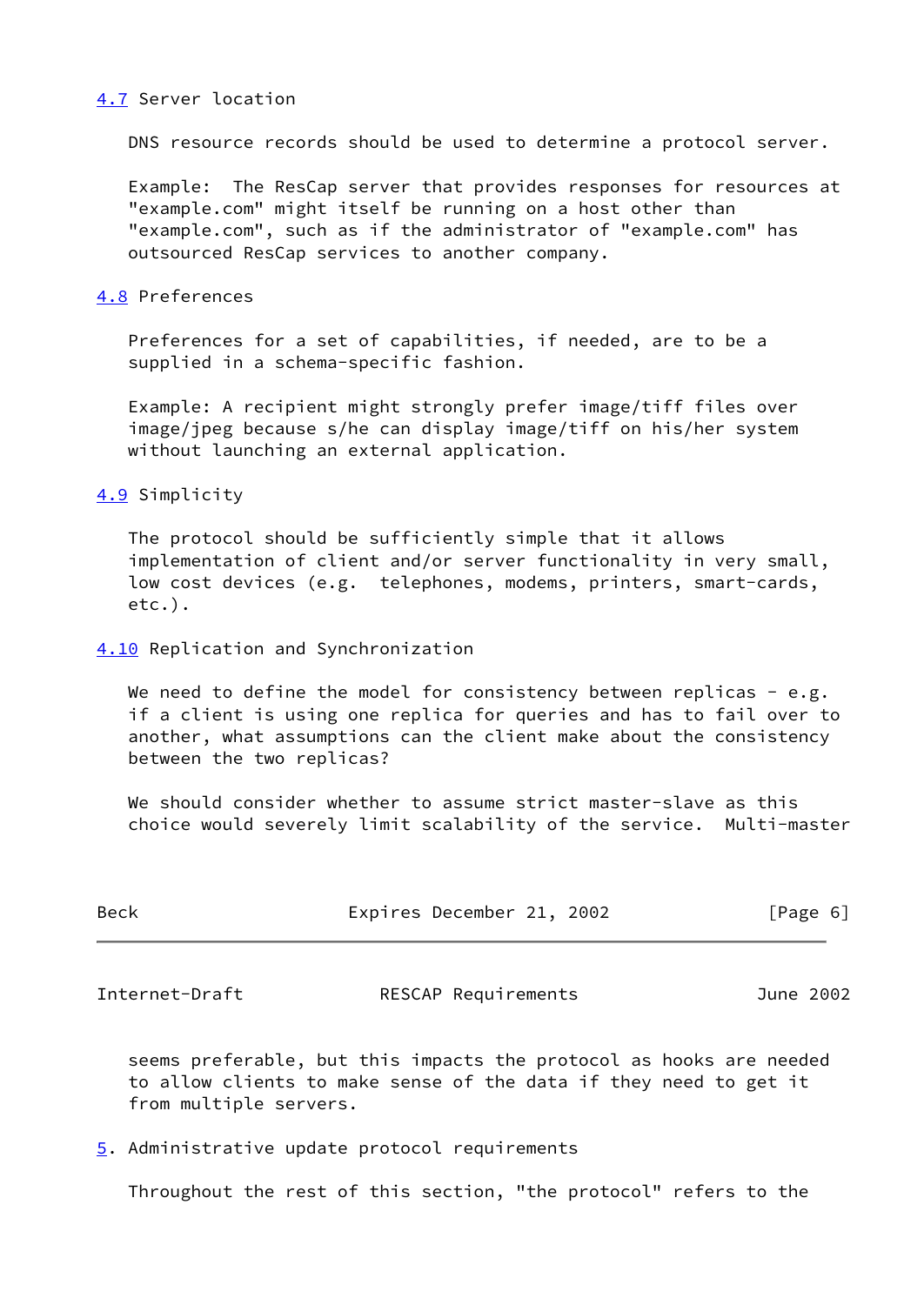### 4.7 Server location

DNS resource records should be used to determine a protocol server.

Example: The ResCap server that provides responses for resources at "example.com" might itself be running on a host other than "example.com", such as if the administrator of "example.com" has outsourced ResCap services to another company.

### 4.8 Preferences

Preferences for a set of capabilities, if needed, are to be a supplied in a schema-specific fashion.

Example: A recipient might strongly prefer image/tiff files over image/jpeg because s/he can display image/tiff on his/her system without launching an external application.

### 4.9 Simplicity

The protocol should be sufficiently simple that it allows implementation of client and/or server functionality in very small, low cost devices (e.g. telephones, modems, printers, smart-cards, etc.).

### 4.10 Replication and Synchronization

We need to define the model for consistency between replicas - e.g. if a client is using one replica for queries and has to fail over to another, what assumptions can the client make about the consistency between the two replicas?

We should consider whether to assume strict master-slave as this choice would severely limit scalability of the service. Multi-master seems preferable, but this impacts the protocol as hooks are needed to allow clients to make sense of the data if they need to get it from multiple servers.

## 5. Administrative update protocol requirements

Throughout the rest of this section, "the protocol" refers to the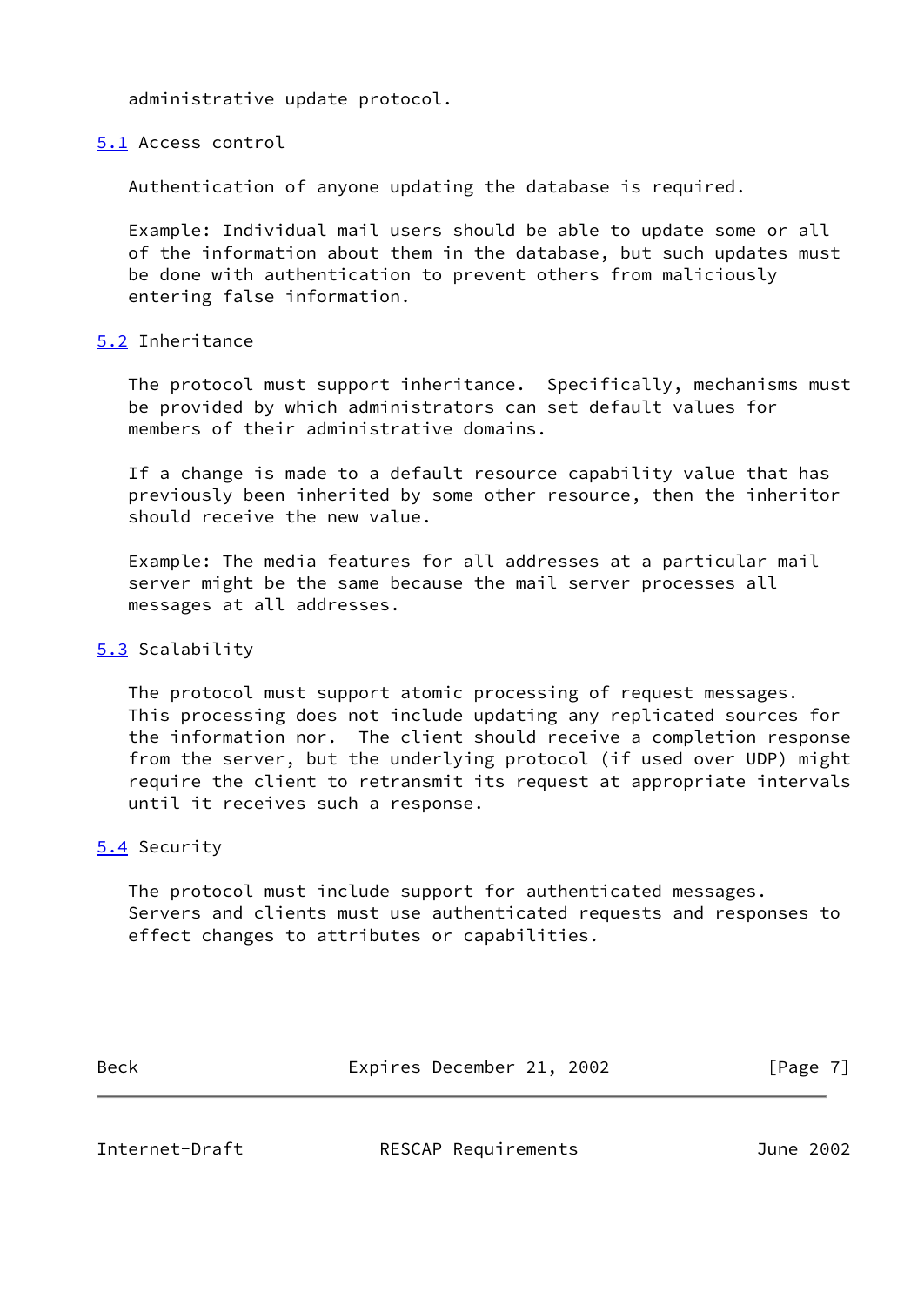administrative update protocol.

## 5.1 Access control

Authentication of anyone updating the database is required.

Example: Individual mail users should be able to update some or all of the information about them in the database, but such updates must be done with authentication to prevent others from maliciously entering false information.

## 5.2 Inheritance

The protocol must support inheritance. Specifically, mechanisms must be provided by which administrators can set default values for members of their administrative domains.

If a change is made to a default resource capability value that has previously been inherited by some other resource, then the inheritor should receive the new value.

Example: The media features for all addresses at a particular mail server might be the same because the mail server processes all messages at all addresses.

## 5.3 Scalability

The protocol must support atomic processing of request messages. This processing does not include updating any replicated sources for the information nor. The client should receive a completion response from the server, but the underlying protocol (if used over UDP) might require the client to retransmit its request at appropriate intervals until it receives such a response.

## 5.4 Security

The protocol must include support for authenticated messages. Servers and clients must use authenticated requests and responses to effect changes to attributes or capabilities.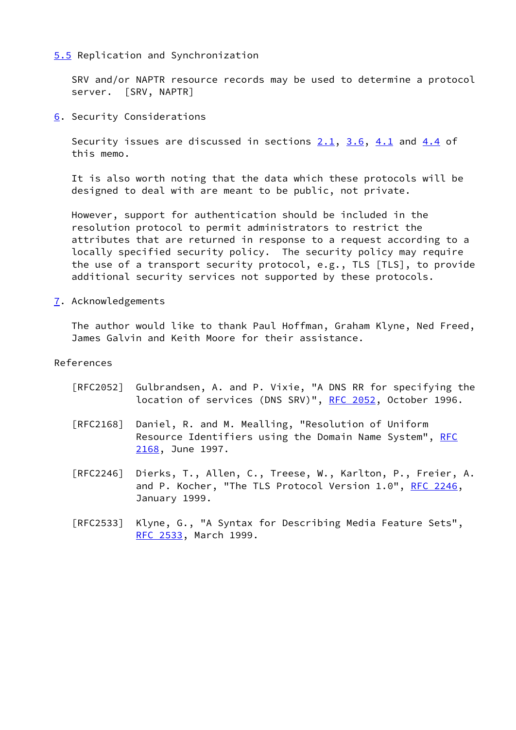### 5.5 Replication and Synchronization

SRV and/or NAPTR resource records may be used to determine a protocol server. [SRV, NAPTR]

## 6. Security Considerations

Security issues are discussed in sections 2.1, 3.6, 4.1 and 4.4 of this memo.

It is also worth noting that the data which these protocols will be designed to deal with are meant to be public, not private.

However, support for authentication should be included in the resolution protocol to permit administrators to restrict the attributes that are returned in response to a request according to a locally specified security policy. The security policy may require the use of a transport security protocol, e.g., TLS [TLS], to provide additional security services not supported by these protocols.

## 7. Acknowledgements

The author would like to thank Paul Hoffman, Graham Klyne, Ned Freed, James Galvin and Keith Moore for their assistance.

## References

[RFC2052] Gulbrandsen, A. and P. Vixie, "A DNS RR for specifying the location of services (DNS SRV)", RFC 2052, October 1996.

[RFC2168] Daniel, R. and M. Mealling, "Resolution of Uniform Resource Identifiers using the Domain Name System", RFC 2168, June 1997.

[RFC2246] Dierks, T., Allen, C., Treese, W., Karlton, P., Freier, A. and P. Kocher, "The TLS Protocol Version 1.0", RFC 2246, January 1999.

[RFC2533] Klyne, G., "A Syntax for Describing Media Feature Sets", RFC 2533, March 1999.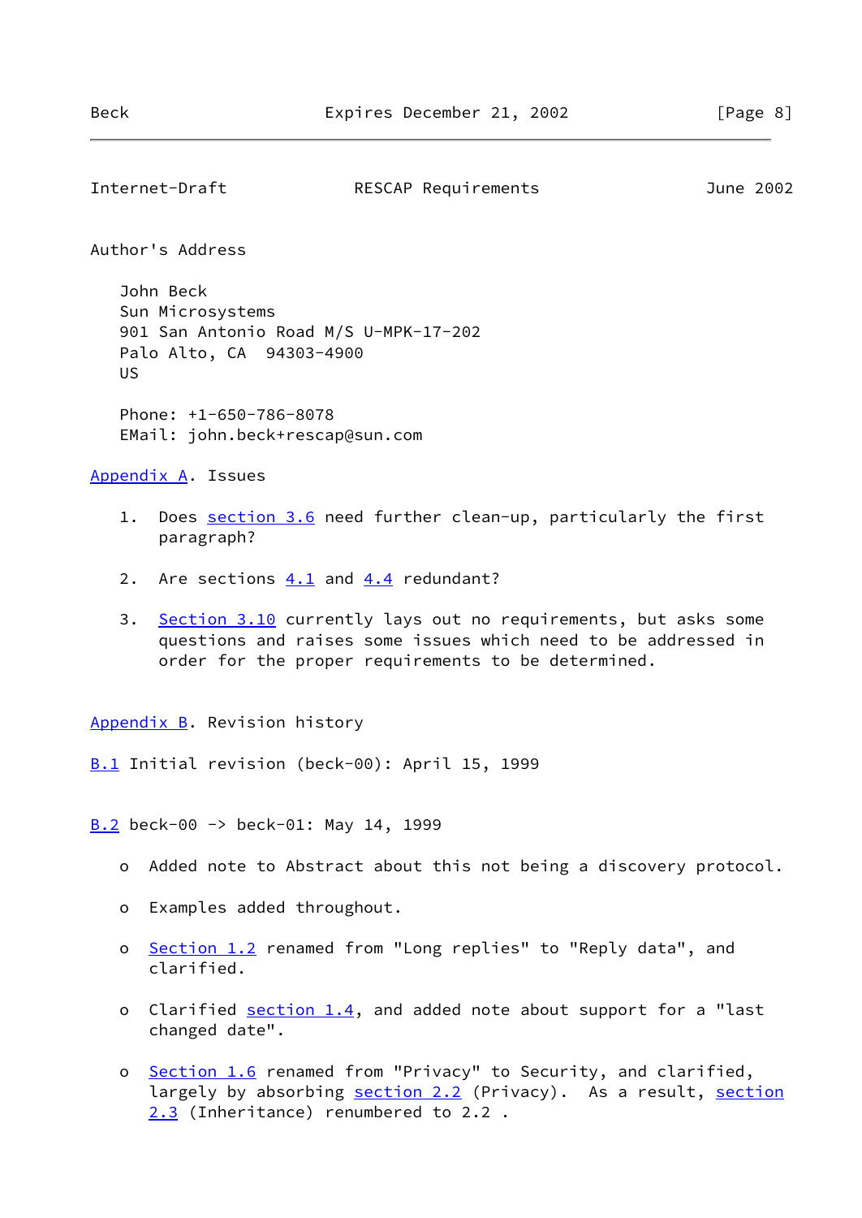## Author's Address

John Beck
Sun Microsystems
901 San Antonio Road M/S U-MPK-17-202
Palo Alto, CA  94303-4900
US

Phone: +1-650-786-8078
EMail: john.beck+rescap@sun.com

## Appendix A. Issues

1. Does section 3.6 need further clean-up, particularly the first paragraph?

2. Are sections 4.1 and 4.4 redundant?

3. Section 3.10 currently lays out no requirements, but asks some questions and raises some issues which need to be addressed in order for the proper requirements to be determined.

## Appendix B. Revision history

### B.1 Initial revision (beck-00): April 15, 1999

### B.2 beck-00 -> beck-01: May 14, 1999

- Added note to Abstract about this not being a discovery protocol.

- Examples added throughout.

- Section 1.2 renamed from "Long replies" to "Reply data", and clarified.

- Clarified section 1.4, and added note about support for a "last changed date".

- Section 1.6 renamed from "Privacy" to Security, and clarified, largely by absorbing section 2.2 (Privacy). As a result, section 2.3 (Inheritance) renumbered to 2.2 .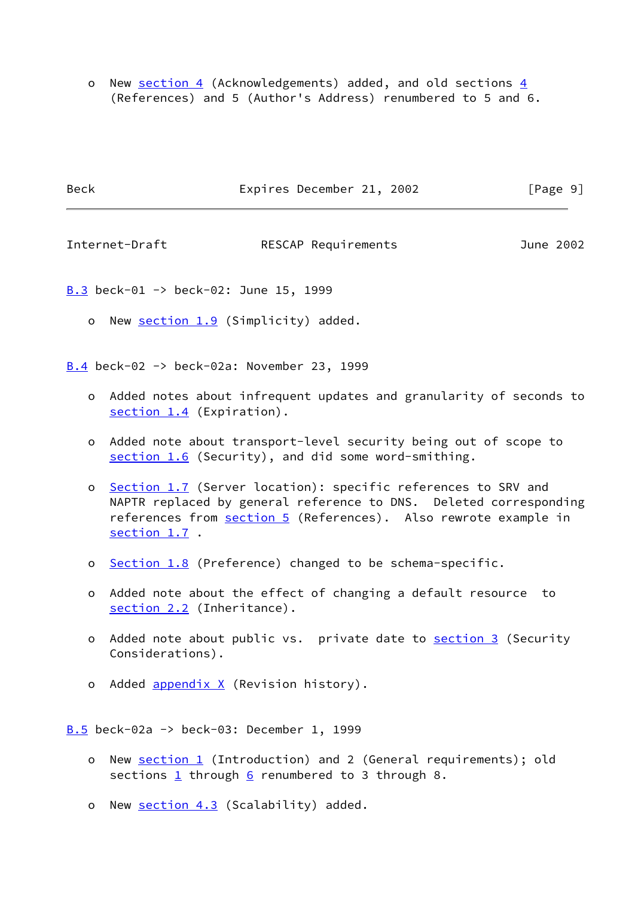- New section 4 (Acknowledgements) added, and old sections 4 (References) and 5 (Author's Address) renumbered to 5 and 6.

### B.3 beck-01 -> beck-02: June 15, 1999

- New section 1.9 (Simplicity) added.

### B.4 beck-02 -> beck-02a: November 23, 1999

- Added notes about infrequent updates and granularity of seconds to section 1.4 (Expiration).

- Added note about transport-level security being out of scope to section 1.6 (Security), and did some word-smithing.

- Section 1.7 (Server location): specific references to SRV and NAPTR replaced by general reference to DNS. Deleted corresponding references from section 5 (References). Also rewrote example in section 1.7 .

- Section 1.8 (Preference) changed to be schema-specific.

- Added note about the effect of changing a default resource to section 2.2 (Inheritance).

- Added note about public vs. private date to section 3 (Security Considerations).

- Added appendix X (Revision history).

### B.5 beck-02a -> beck-03: December 1, 1999

- New section 1 (Introduction) and 2 (General requirements); old sections 1 through 6 renumbered to 3 through 8.

- New section 4.3 (Scalability) added.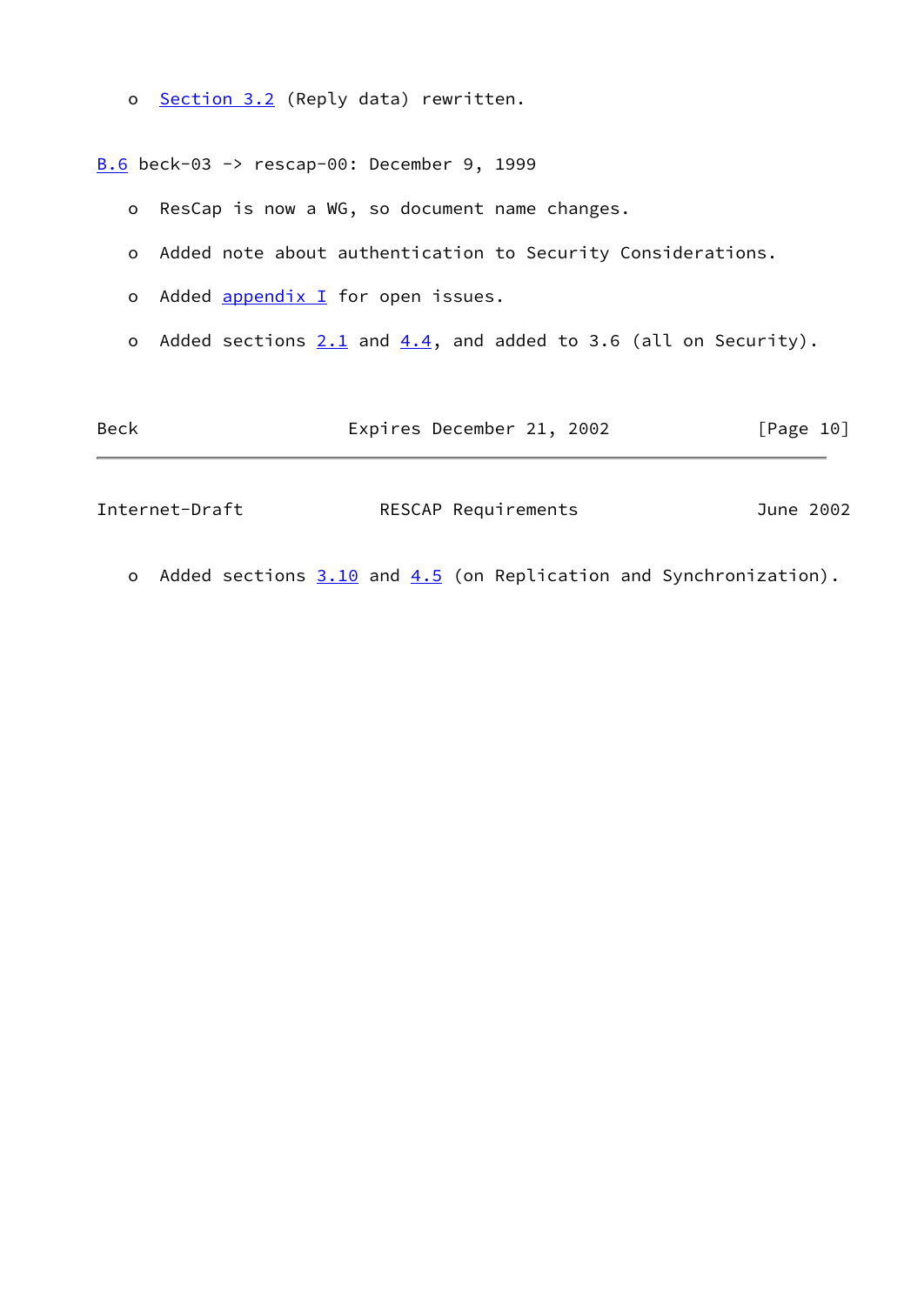o Section 3.2 (Reply data) rewritten.

B.6 beck-03 -> rescap-00: December 9, 1999

- o ResCap is now a WG, so document name changes.
- o Added note about authentication to Security Considerations.
- o Added appendix I for open issues.
- o Added sections 2.1 and 4.4, and added to 3.6 (all on Security).
- o Added sections 3.10 and 4.5 (on Replication and Synchronization).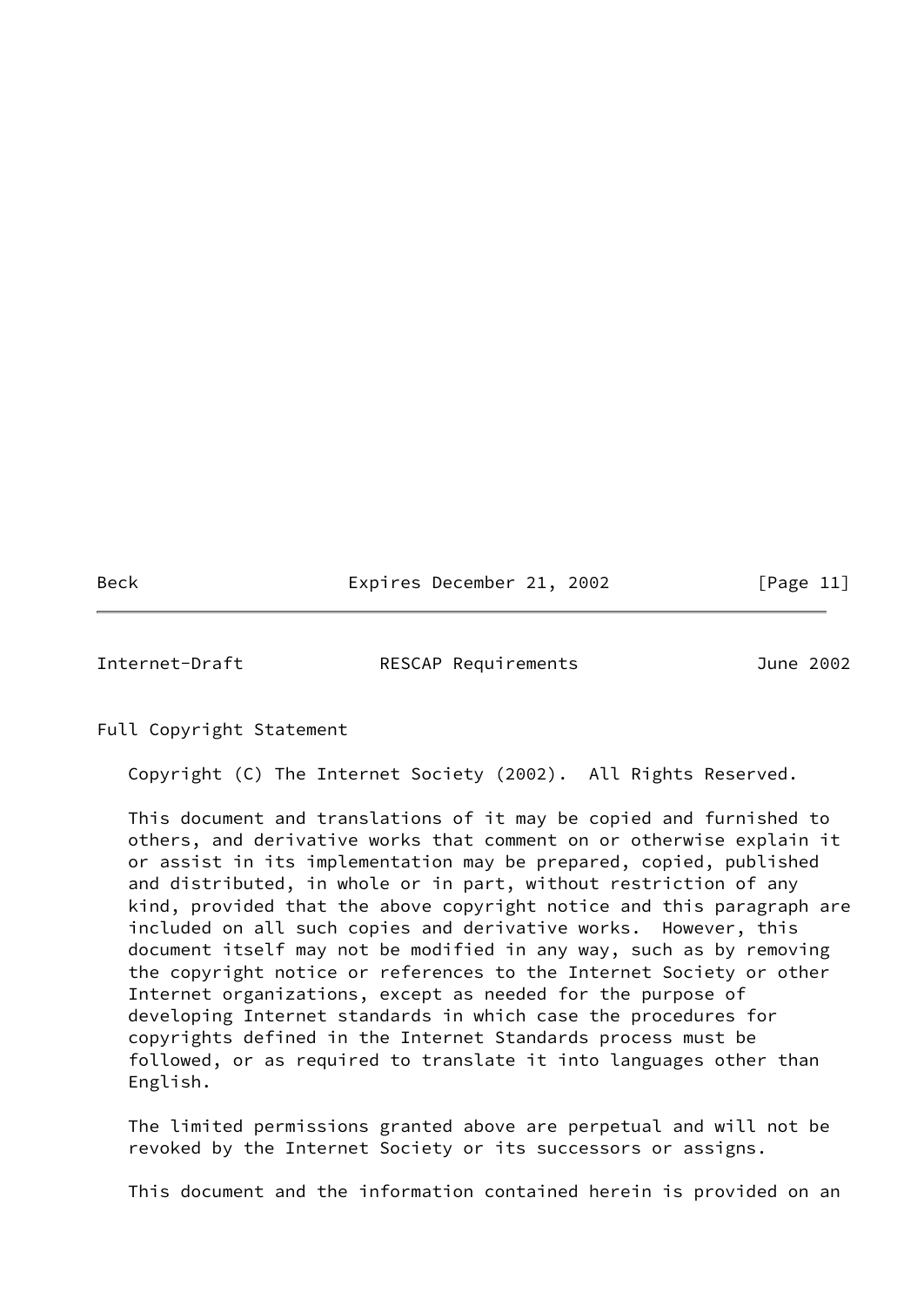## Full Copyright Statement

Copyright (C) The Internet Society (2002). All Rights Reserved.

This document and translations of it may be copied and furnished to others, and derivative works that comment on or otherwise explain it or assist in its implementation may be prepared, copied, published and distributed, in whole or in part, without restriction of any kind, provided that the above copyright notice and this paragraph are included on all such copies and derivative works. However, this document itself may not be modified in any way, such as by removing the copyright notice or references to the Internet Society or other Internet organizations, except as needed for the purpose of developing Internet standards in which case the procedures for copyrights defined in the Internet Standards process must be followed, or as required to translate it into languages other than English.

The limited permissions granted above are perpetual and will not be revoked by the Internet Society or its successors or assigns.

This document and the information contained herein is provided on an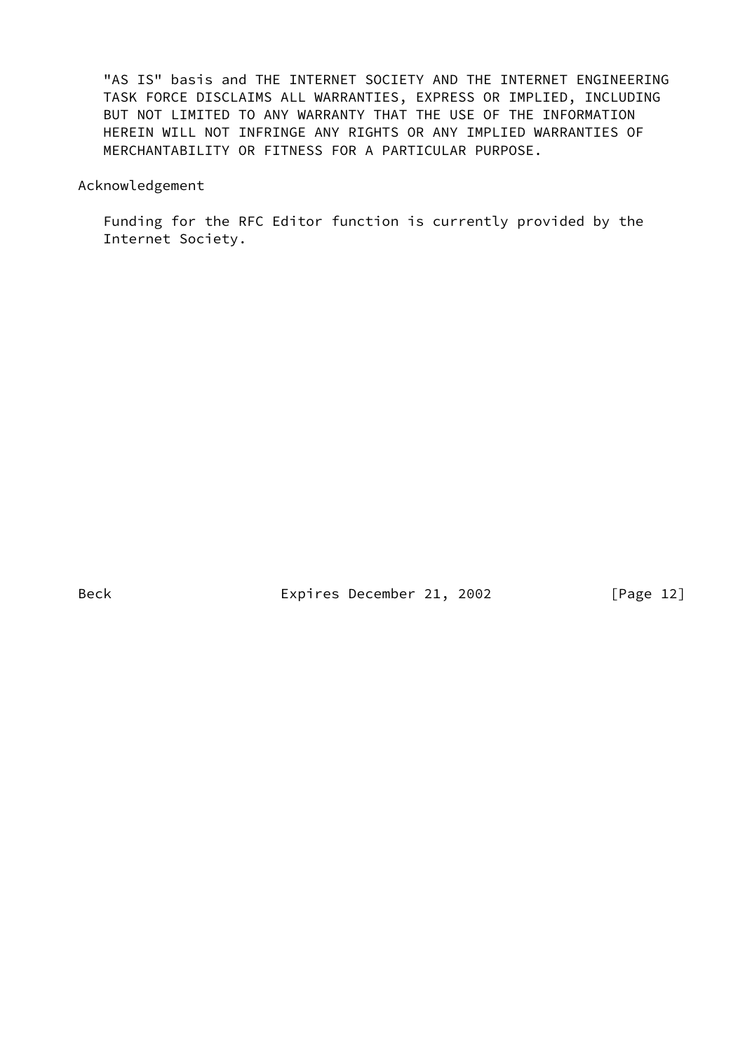"AS IS" basis and THE INTERNET SOCIETY AND THE INTERNET ENGINEERING TASK FORCE DISCLAIMS ALL WARRANTIES, EXPRESS OR IMPLIED, INCLUDING BUT NOT LIMITED TO ANY WARRANTY THAT THE USE OF THE INFORMATION HEREIN WILL NOT INFRINGE ANY RIGHTS OR ANY IMPLIED WARRANTIES OF MERCHANTABILITY OR FITNESS FOR A PARTICULAR PURPOSE.

## Acknowledgement

Funding for the RFC Editor function is currently provided by the Internet Society.